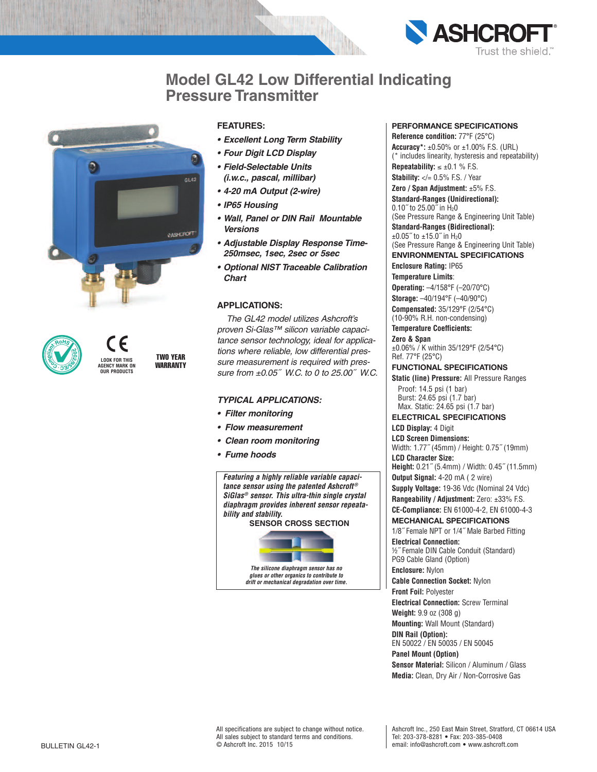# Model GL42 Low Differential Indicating Pressure Transmitter

LOOK FOR THIS AGENCY MARK ON OUR PRODUCTS

TWO YEAR WARRANTY

## FEATURES:

- ***Excellent Long Term Stability***
- ***Four Digit LCD Display***
- ***Field-Selectable Units (i.w.c., pascal, millibar)***
- ***4-20 mA Output (2-wire)***
- ***IP65 Housing***
- ***Wall, Panel or DIN Rail Mountable Versions***
- ***Adjustable Display Response Time-250msec, 1sec, 2sec or 5sec***
- ***Optional NIST Traceable Calibration Chart***

## APPLICATIONS:

*The GL42 model utilizes Ashcroft's proven Si-Glas™ silicon variable capacitance sensor technology, ideal for applications where reliable, low differential pressure measurement is required with pressure from ±0.05˝ W.C. to 0 to 25.00˝ W.C.*

## TYPICAL APPLICATIONS:

- ***Filter monitoring***
- ***Flow measurement***
- ***Clean room monitoring***
- ***Fume hoods***

***Featuring a highly reliable variable capacitance sensor using the patented Ashcroft® SiGlas® sensor. This ultra-thin single crystal diaphragm provides inherent sensor repeatability and stability.***

**SENSOR CROSS SECTION**

***The silicone diaphragm sensor has no glues or other organics to contribute to drift or mechanical degradation over time.***

## PERFORMANCE SPECIFICATIONS

**Reference condition:** 77°F (25°C)

**Accuracy\*:** ±0.50% or ±1.00% F.S. (URL)
(\* includes linearity, hysteresis and repeatability)

**Repeatability:** ≤ ±0.1 % F.S.

**Stability:** </= 0.5% F.S. / Year

**Zero / Span Adjustment:** ±5% F.S.

**Standard-Ranges (Unidirectional):**
0.10˝ to 25.00˝ in $H_2O$
(See Pressure Range & Engineering Unit Table)

**Standard-Ranges (Bidirectional):**
±0.05˝ to ±15.0˝ in $H_2O$
(See Pressure Range & Engineering Unit Table)

## ENVIRONMENTAL SPECIFICATIONS

**Enclosure Rating:** IP65

**Temperature Limits**:

**Operating:** –4/158°F (–20/70°C)

**Storage:** –40/194°F (–40/90°C)

**Compensated:** 35/129°F (2/54°C)
(10-90% R.H. non-condensing)

**Temperature Coefficients:**

**Zero & Span**
±0.06% / K within 35/129°F (2/54°C)
Ref. 77°F (25°C)

## FUNCTIONAL SPECIFICATIONS

**Static (line) Pressure:** All Pressure Ranges
Proof: 14.5 psi (1 bar)
Burst: 24.65 psi (1.7 bar)
Max. Static: 24.65 psi (1.7 bar)

## ELECTRICAL SPECIFICATIONS

**LCD Display:** 4 Digit

**LCD Screen Dimensions:**
Width: 1.77˝ (45mm) / Height: 0.75˝ (19mm)

**LCD Character Size:**
**Height:** 0.21˝ (5.4mm) / Width: 0.45˝ (11.5mm)

**Output Signal:** 4-20 mA ( 2 wire)

**Supply Voltage:** 19-36 Vdc (Nominal 24 Vdc)

**Rangeability / Adjustment:** Zero: ±33% F.S.

**CE-Compliance:** EN 61000-4-2, EN 61000-4-3

## MECHANICAL SPECIFICATIONS

1/8˝ Female NPT or 1/4˝ Male Barbed Fitting

**Electrical Connection:**
½˝ Female DIN Cable Conduit (Standard)
PG9 Cable Gland (Option)

**Enclosure:** Nylon

**Cable Connection Socket:** Nylon

**Front Foil:** Polyester

**Electrical Connection:** Screw Terminal

**Weight:** 9.9 oz (308 g)

**Mounting:** Wall Mount (Standard)

**DIN Rail (Option):**
EN 50022 / EN 50035 / EN 50045

**Panel Mount (Option)**

**Sensor Material:** Silicon / Aluminum / Glass

**Media:** Clean, Dry Air / Non-Corrosive Gas

All specifications are subject to change without notice.
All sales subject to standard terms and conditions.
© Ashcroft Inc. 2015 10/15

BULLETIN GL42-1

Ashcroft Inc., 250 East Main Street, Stratford, CT 06614 USA
Tel: 203-378-8281 • Fax: 203-385-0408
email: info@ashcroft.com • www.ashcroft.com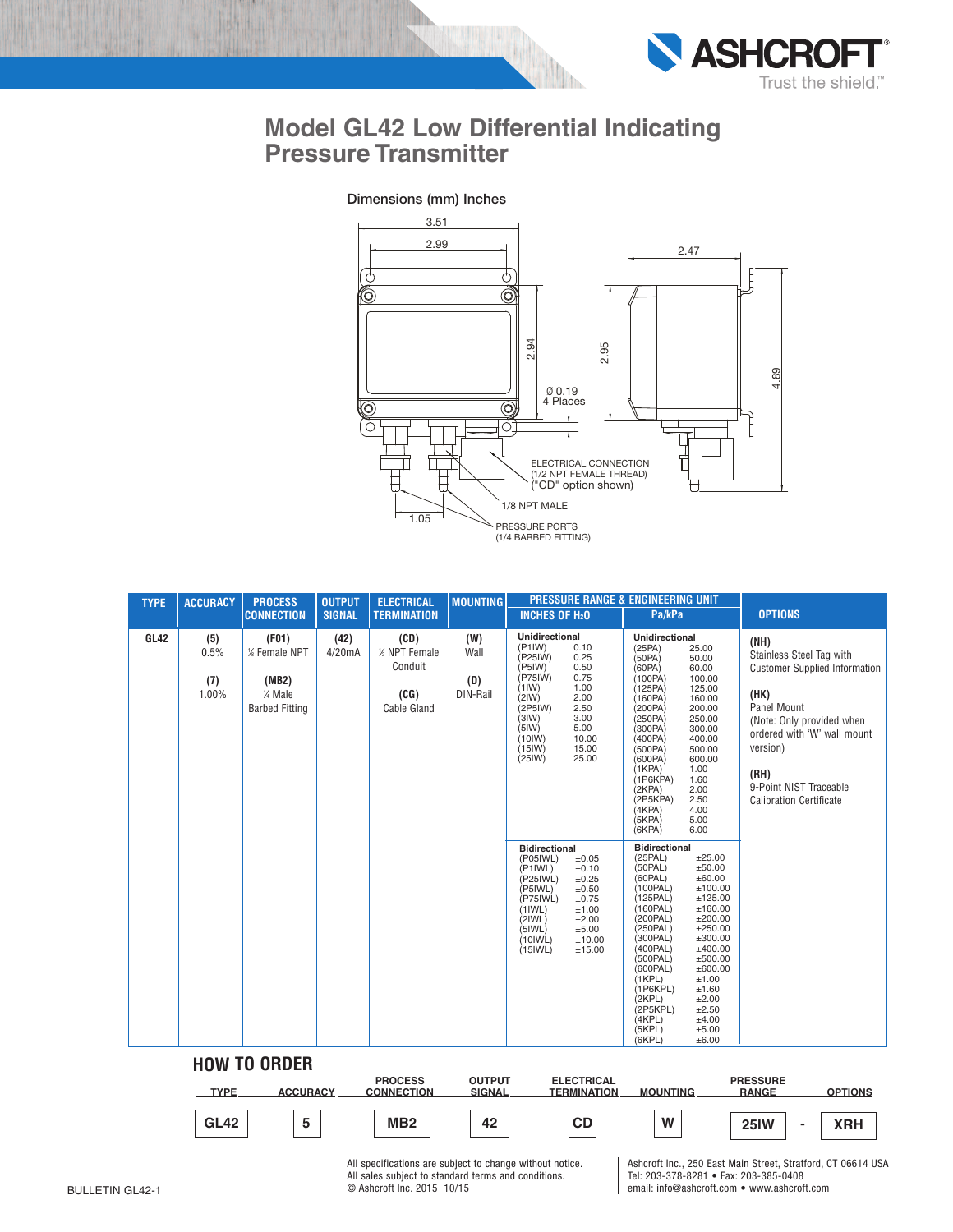# Model GL42 Low Differential Indicating Pressure Transmitter

Dimensions (mm) Inches

3.51
2.99
2.47
2.94
2.95
4.89
Ø 0.19
4 Places
ELECTRICAL CONNECTION
(1/2 NPT FEMALE THREAD)
("CD" option shown)
1/8 NPT MALE
1.05
PRESSURE PORTS
(1/4 BARBED FITTING)

| TYPE | ACCURACY | PROCESS CONNECTION | OUTPUT SIGNAL | ELECTRICAL TERMINATION | MOUNTING | PRESSURE RANGE & ENGINEERING UNIT INCHES OF $H_2O$ | Pa/kPa | OPTIONS |
|---|---|---|---|---|---|---|---|---|
| GL42 | (5) 0.5%<br><br>(7) 1.00% | (F01) ⅛ Female NPT<br><br>(MB2) ¼ Male Barbed Fitting | (42) 4/20mA | (CD) ½ NPT Female Conduit<br><br>(CG) Cable Gland | (W) Wall<br><br>(D) DIN-Rail | **Unidirectional**<br>(P1IW) 0.10<br>(P25IW) 0.25<br>(P5IW) 0.50<br>(P75IW) 0.75<br>(1IW) 1.00<br>(2IW) 2.00<br>(2P5IW) 2.50<br>(3IW) 3.00<br>(5IW) 5.00<br>(10IW) 10.00<br>(15IW) 15.00<br>(25IW) 25.00 | **Unidirectional**<br>(25PA) 25.00<br>(50PA) 50.00<br>(60PA) 60.00<br>(100PA) 100.00<br>(125PA) 125.00<br>(160PA) 160.00<br>(200PA) 200.00<br>(250PA) 250.00<br>(300PA) 300.00<br>(400PA) 400.00<br>(500PA) 500.00<br>(600PA) 600.00<br>(1KPA) 1.00<br>(1P6KPA) 1.60<br>(2KPA) 2.00<br>(2P5KPA) 2.50<br>(4KPA) 4.00<br>(5KPA) 5.00<br>(6KPA) 6.00 | (NH) Stainless Steel Tag with Customer Supplied Information<br><br>(HK) Panel Mount (Note: Only provided when ordered with 'W' wall mount version)<br><br>(RH) 9-Point NIST Traceable Calibration Certificate |
| | | | | | | **Bidirectional**<br>(P05IWL) ±0.05<br>(P1IWL) ±0.10<br>(P25IWL) ±0.25<br>(P5IWL) ±0.50<br>(P75IWL) ±0.75<br>(1IWL) ±1.00<br>(2IWL) ±2.00<br>(5IWL) ±5.00<br>(10IWL) ±10.00<br>(15IWL) ±15.00 | **Bidirectional**<br>(25PAL) ±25.00<br>(50PAL) ±50.00<br>(60PAL) ±60.00<br>(100PAL) ±100.00<br>(125PAL) ±125.00<br>(160PAL) ±160.00<br>(200PAL) ±200.00<br>(250PAL) ±250.00<br>(300PAL) ±300.00<br>(400PAL) ±400.00<br>(500PAL) ±500.00<br>(600PAL) ±600.00<br>(1KPL) ±1.00<br>(1P6KPL) ±1.60<br>(2KPL) ±2.00<br>(2P5KPL) ±2.50<br>(4KPL) ±4.00<br>(5KPL) ±5.00<br>(6KPL) ±6.00 | |

## HOW TO ORDER

| TYPE | ACCURACY | PROCESS CONNECTION | OUTPUT SIGNAL | ELECTRICAL TERMINATION | MOUNTING | PRESSURE RANGE | | OPTIONS |
|---|---|---|---|---|---|---|---|---|
| GL42 | 5 | MB2 | 42 | CD | W | 25IW | - | XRH |

All specifications are subject to change without notice.
All sales subject to standard terms and conditions.
© Ashcroft Inc. 2015 10/15

Ashcroft Inc., 250 East Main Street, Stratford, CT 06614 USA
Tel: 203-378-8281 • Fax: 203-385-0408
email: info@ashcroft.com • www.ashcroft.com

BULLETIN GL42-1